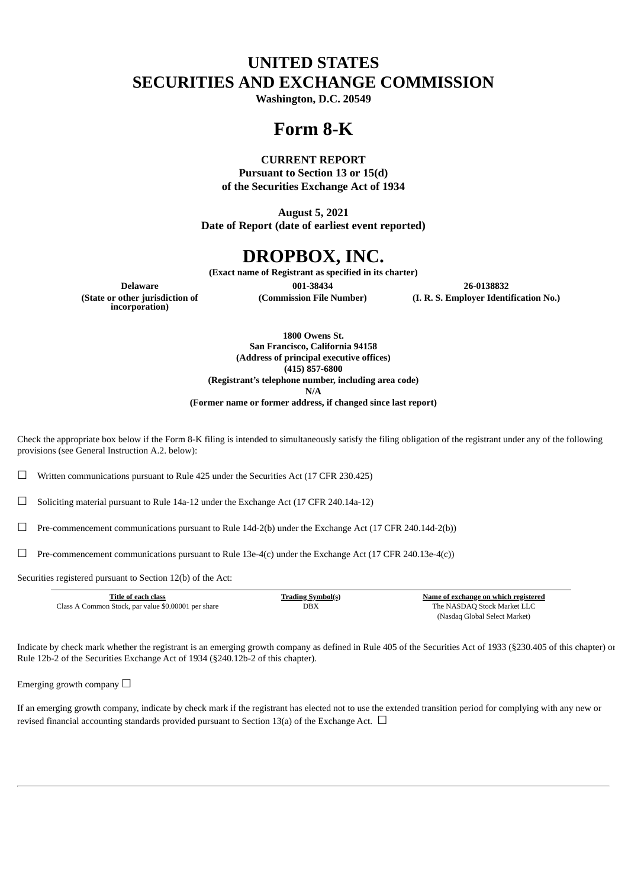# UNITED STATES
# SECURITIES AND EXCHANGE COMMISSION

**Washington, D.C. 20549**

# Form 8-K

**CURRENT REPORT**
**Pursuant to Section 13 or 15(d)**
**of the Securities Exchange Act of 1934**

**August 5, 2021**
**Date of Report (date of earliest event reported)**

# DROPBOX, INC.

**(Exact name of Registrant as specified in its charter)**

| Delaware | 001-38434 | 26-0138832 |
|---|---|---|
| (State or other jurisdiction of incorporation) | (Commission File Number) | (I. R. S. Employer Identification No.) |

**1800 Owens St.**
**San Francisco, California 94158**
**(Address of principal executive offices)**
**(415) 857-6800**
**(Registrant's telephone number, including area code)**
**N/A**
**(Former name or former address, if changed since last report)**

Check the appropriate box below if the Form 8-K filing is intended to simultaneously satisfy the filing obligation of the registrant under any of the following provisions (see General Instruction A.2. below):

☐ Written communications pursuant to Rule 425 under the Securities Act (17 CFR 230.425)

☐ Soliciting material pursuant to Rule 14a-12 under the Exchange Act (17 CFR 240.14a-12)

☐ Pre-commencement communications pursuant to Rule 14d-2(b) under the Exchange Act (17 CFR 240.14d-2(b))

☐ Pre-commencement communications pursuant to Rule 13e-4(c) under the Exchange Act (17 CFR 240.13e-4(c))

Securities registered pursuant to Section 12(b) of the Act:

| Title of each class | Trading Symbol(s) | Name of exchange on which registered |
|---|---|---|
| Class A Common Stock, par value $0.00001 per share | DBX | The NASDAQ Stock Market LLC (Nasdaq Global Select Market) |

Indicate by check mark whether the registrant is an emerging growth company as defined in Rule 405 of the Securities Act of 1933 (§230.405 of this chapter) or Rule 12b-2 of the Securities Exchange Act of 1934 (§240.12b-2 of this chapter).

Emerging growth company ☐

If an emerging growth company, indicate by check mark if the registrant has elected not to use the extended transition period for complying with any new or revised financial accounting standards provided pursuant to Section 13(a) of the Exchange Act. ☐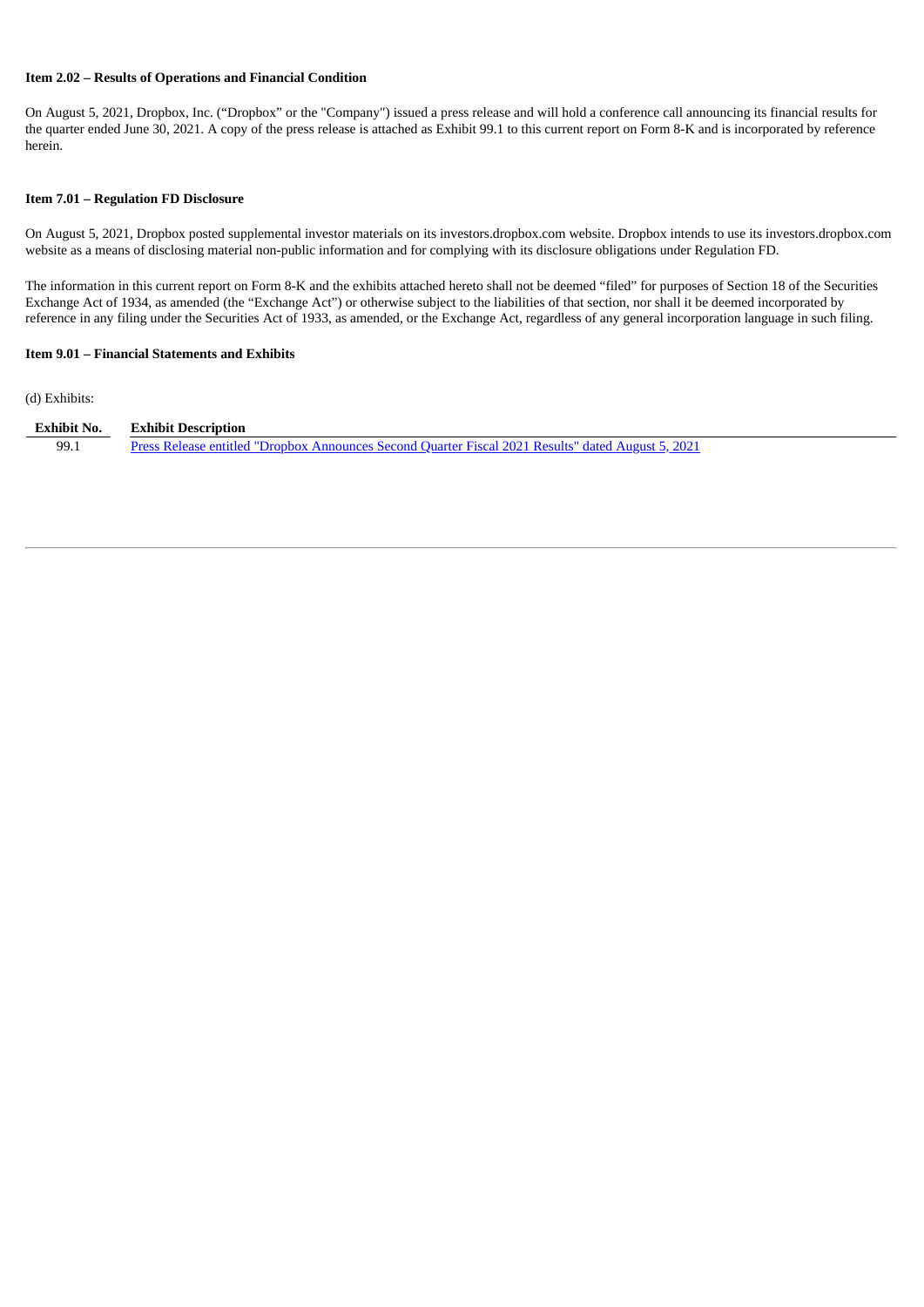**Item 2.02 – Results of Operations and Financial Condition**

On August 5, 2021, Dropbox, Inc. ("Dropbox" or the "Company") issued a press release and will hold a conference call announcing its financial results for the quarter ended June 30, 2021. A copy of the press release is attached as Exhibit 99.1 to this current report on Form 8-K and is incorporated by reference herein.

**Item 7.01 – Regulation FD Disclosure**

On August 5, 2021, Dropbox posted supplemental investor materials on its investors.dropbox.com website. Dropbox intends to use its investors.dropbox.com website as a means of disclosing material non-public information and for complying with its disclosure obligations under Regulation FD.

The information in this current report on Form 8-K and the exhibits attached hereto shall not be deemed "filed" for purposes of Section 18 of the Securities Exchange Act of 1934, as amended (the "Exchange Act") or otherwise subject to the liabilities of that section, nor shall it be deemed incorporated by reference in any filing under the Securities Act of 1933, as amended, or the Exchange Act, regardless of any general incorporation language in such filing.

**Item 9.01 – Financial Statements and Exhibits**

(d) Exhibits:

| Exhibit No. | Exhibit Description |
| --- | --- |
| 99.1 | Press Release entitled "Dropbox Announces Second Quarter Fiscal 2021 Results" dated August 5, 2021 |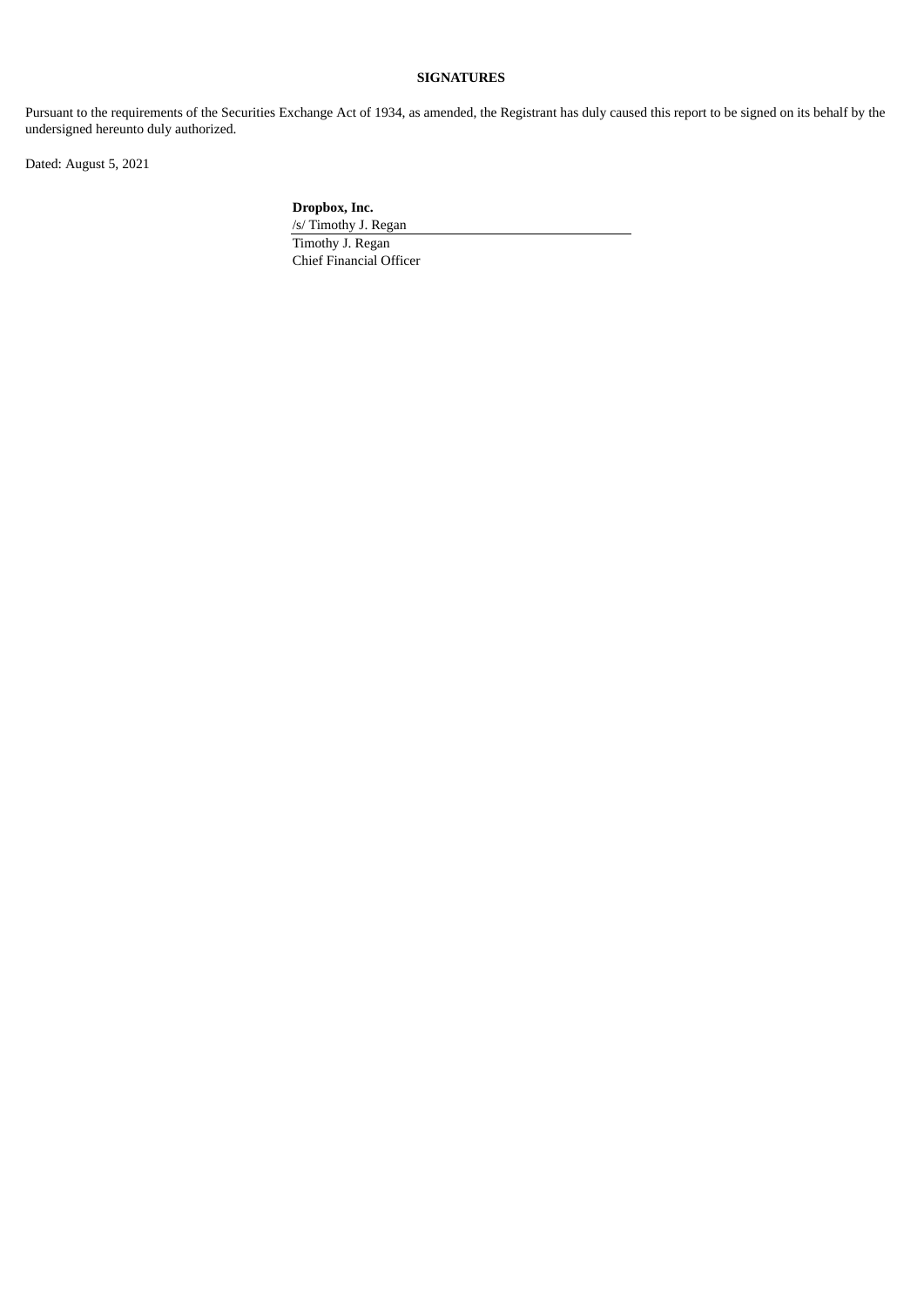**SIGNATURES**

Pursuant to the requirements of the Securities Exchange Act of 1934, as amended, the Registrant has duly caused this report to be signed on its behalf by the undersigned hereunto duly authorized.

Dated: August 5, 2021

**Dropbox, Inc.**

/s/ Timothy J. Regan

Timothy J. Regan
Chief Financial Officer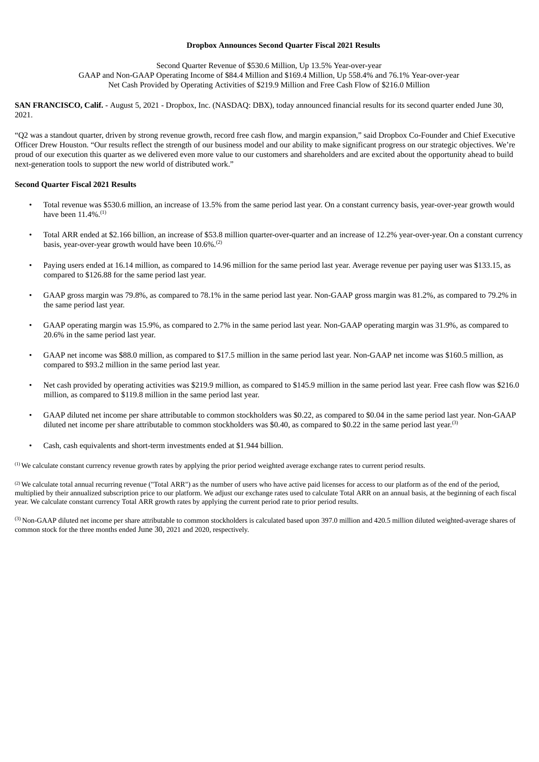**Dropbox Announces Second Quarter Fiscal 2021 Results**

Second Quarter Revenue of $530.6 Million, Up 13.5% Year-over-year
GAAP and Non-GAAP Operating Income of $84.4 Million and $169.4 Million, Up 558.4% and 76.1% Year-over-year
Net Cash Provided by Operating Activities of $219.9 Million and Free Cash Flow of $216.0 Million

**SAN FRANCISCO, Calif.** - August 5, 2021 - Dropbox, Inc. (NASDAQ: DBX), today announced financial results for its second quarter ended June 30, 2021.

"Q2 was a standout quarter, driven by strong revenue growth, record free cash flow, and margin expansion," said Dropbox Co-Founder and Chief Executive Officer Drew Houston. "Our results reflect the strength of our business model and our ability to make significant progress on our strategic objectives. We're proud of our execution this quarter as we delivered even more value to our customers and shareholders and are excited about the opportunity ahead to build next-generation tools to support the new world of distributed work."

**Second Quarter Fiscal 2021 Results**

- Total revenue was $530.6 million, an increase of 13.5% from the same period last year. On a constant currency basis, year-over-year growth would have been 11.4%.[1]
- Total ARR ended at $2.166 billion, an increase of $53.8 million quarter-over-quarter and an increase of 12.2% year-over-year. On a constant currency basis, year-over-year growth would have been 10.6%.[2]
- Paying users ended at 16.14 million, as compared to 14.96 million for the same period last year. Average revenue per paying user was $133.15, as compared to $126.88 for the same period last year.
- GAAP gross margin was 79.8%, as compared to 78.1% in the same period last year. Non-GAAP gross margin was 81.2%, as compared to 79.2% in the same period last year.
- GAAP operating margin was 15.9%, as compared to 2.7% in the same period last year. Non-GAAP operating margin was 31.9%, as compared to 20.6% in the same period last year.
- GAAP net income was $88.0 million, as compared to $17.5 million in the same period last year. Non-GAAP net income was $160.5 million, as compared to $93.2 million in the same period last year.
- Net cash provided by operating activities was $219.9 million, as compared to $145.9 million in the same period last year. Free cash flow was $216.0 million, as compared to $119.8 million in the same period last year.
- GAAP diluted net income per share attributable to common stockholders was $0.22, as compared to $0.04 in the same period last year. Non-GAAP diluted net income per share attributable to common stockholders was $0.40, as compared to $0.22 in the same period last year.[3]
- Cash, cash equivalents and short-term investments ended at $1.944 billion.

[1] We calculate constant currency revenue growth rates by applying the prior period weighted average exchange rates to current period results.

[2] We calculate total annual recurring revenue ("Total ARR") as the number of users who have active paid licenses for access to our platform as of the end of the period, multiplied by their annualized subscription price to our platform. We adjust our exchange rates used to calculate Total ARR on an annual basis, at the beginning of each fiscal year. We calculate constant currency Total ARR growth rates by applying the current period rate to prior period results.

[3] Non-GAAP diluted net income per share attributable to common stockholders is calculated based upon 397.0 million and 420.5 million diluted weighted-average shares of common stock for the three months ended June 30, 2021 and 2020, respectively.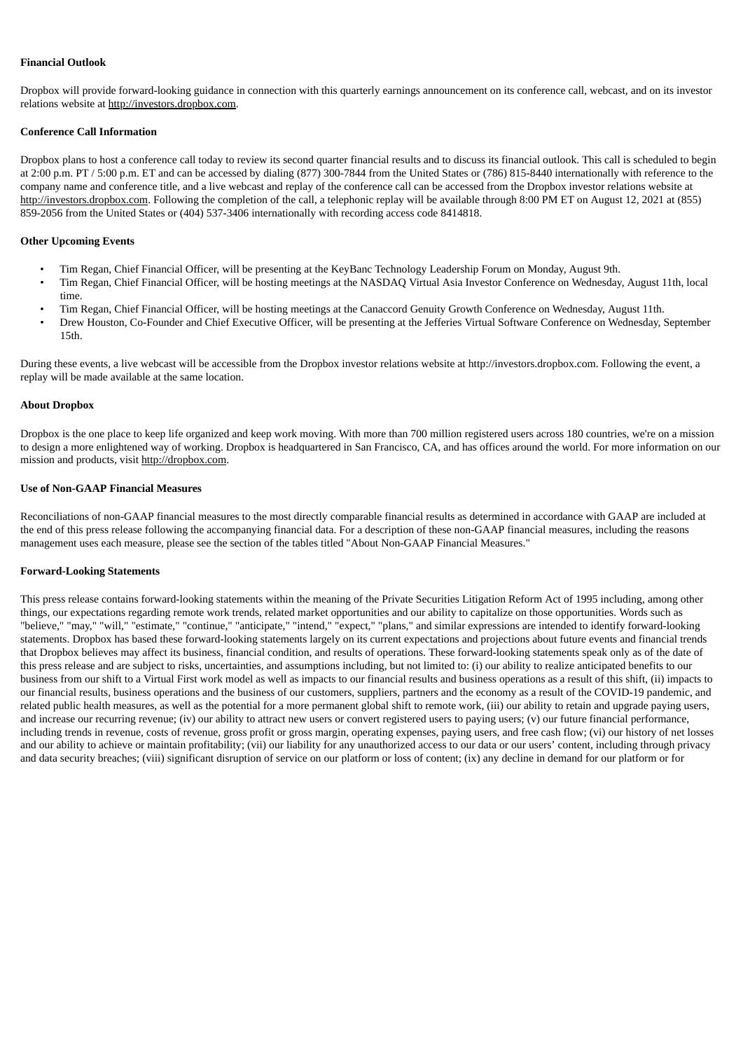**Financial Outlook**

Dropbox will provide forward-looking guidance in connection with this quarterly earnings announcement on its conference call, webcast, and on its investor relations website at http://investors.dropbox.com.

**Conference Call Information**

Dropbox plans to host a conference call today to review its second quarter financial results and to discuss its financial outlook. This call is scheduled to begin at 2:00 p.m. PT / 5:00 p.m. ET and can be accessed by dialing (877) 300-7844 from the United States or (786) 815-8440 internationally with reference to the company name and conference title, and a live webcast and replay of the conference call can be accessed from the Dropbox investor relations website at http://investors.dropbox.com. Following the completion of the call, a telephonic replay will be available through 8:00 PM ET on August 12, 2021 at (855) 859-2056 from the United States or (404) 537-3406 internationally with recording access code 8414818.

**Other Upcoming Events**

- Tim Regan, Chief Financial Officer, will be presenting at the KeyBanc Technology Leadership Forum on Monday, August 9th.
- Tim Regan, Chief Financial Officer, will be hosting meetings at the NASDAQ Virtual Asia Investor Conference on Wednesday, August 11th, local time.
- Tim Regan, Chief Financial Officer, will be hosting meetings at the Canaccord Genuity Growth Conference on Wednesday, August 11th.
- Drew Houston, Co-Founder and Chief Executive Officer, will be presenting at the Jefferies Virtual Software Conference on Wednesday, September 15th.

During these events, a live webcast will be accessible from the Dropbox investor relations website at http://investors.dropbox.com. Following the event, a replay will be made available at the same location.

**About Dropbox**

Dropbox is the one place to keep life organized and keep work moving. With more than 700 million registered users across 180 countries, we're on a mission to design a more enlightened way of working. Dropbox is headquartered in San Francisco, CA, and has offices around the world. For more information on our mission and products, visit http://dropbox.com.

**Use of Non-GAAP Financial Measures**

Reconciliations of non-GAAP financial measures to the most directly comparable financial results as determined in accordance with GAAP are included at the end of this press release following the accompanying financial data. For a description of these non-GAAP financial measures, including the reasons management uses each measure, please see the section of the tables titled "About Non-GAAP Financial Measures."

**Forward-Looking Statements**

This press release contains forward-looking statements within the meaning of the Private Securities Litigation Reform Act of 1995 including, among other things, our expectations regarding remote work trends, related market opportunities and our ability to capitalize on those opportunities. Words such as "believe," "may," "will," "estimate," "continue," "anticipate," "intend," "expect," "plans," and similar expressions are intended to identify forward-looking statements. Dropbox has based these forward-looking statements largely on its current expectations and projections about future events and financial trends that Dropbox believes may affect its business, financial condition, and results of operations. These forward-looking statements speak only as of the date of this press release and are subject to risks, uncertainties, and assumptions including, but not limited to: (i) our ability to realize anticipated benefits to our business from our shift to a Virtual First work model as well as impacts to our financial results and business operations as a result of this shift, (ii) impacts to our financial results, business operations and the business of our customers, suppliers, partners and the economy as a result of the COVID-19 pandemic, and related public health measures, as well as the potential for a more permanent global shift to remote work, (iii) our ability to retain and upgrade paying users, and increase our recurring revenue; (iv) our ability to attract new users or convert registered users to paying users; (v) our future financial performance, including trends in revenue, costs of revenue, gross profit or gross margin, operating expenses, paying users, and free cash flow; (vi) our history of net losses and our ability to achieve or maintain profitability; (vii) our liability for any unauthorized access to our data or our users' content, including through privacy and data security breaches; (viii) significant disruption of service on our platform or loss of content; (ix) any decline in demand for our platform or for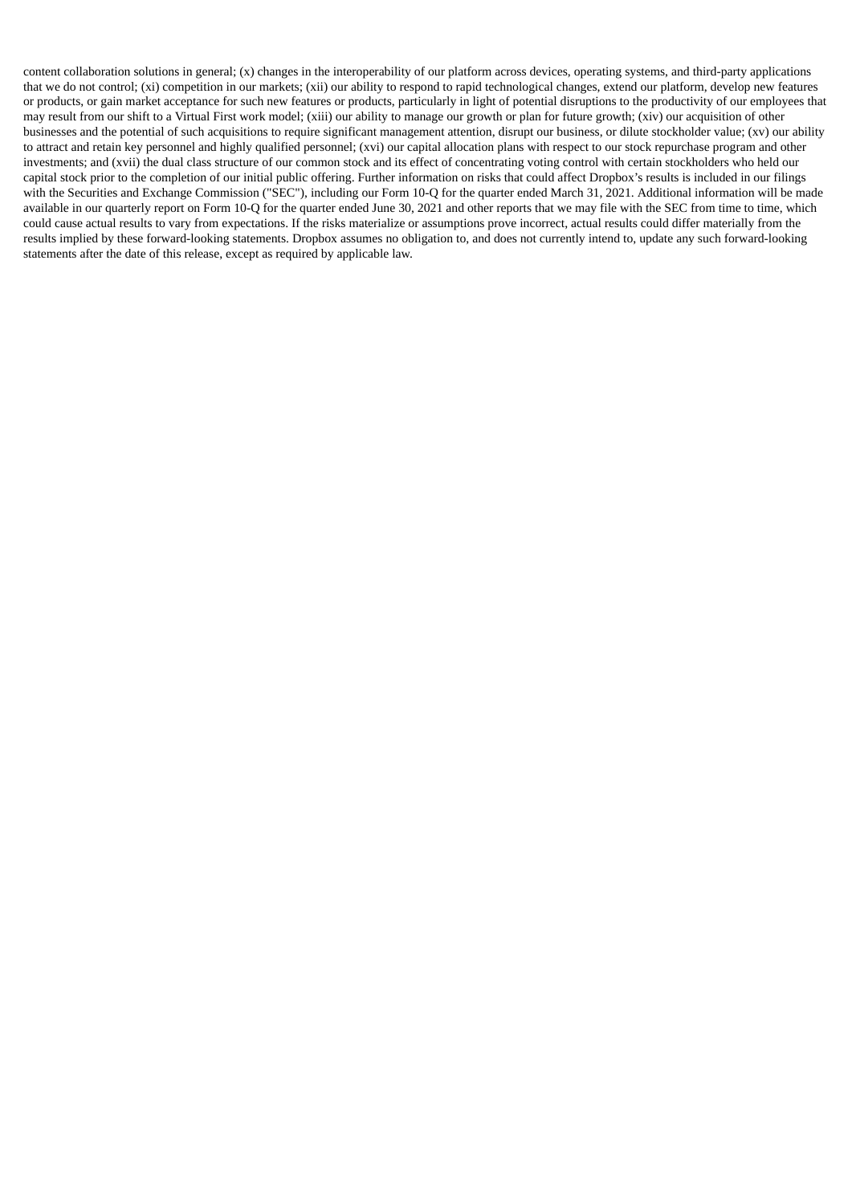content collaboration solutions in general; (x) changes in the interoperability of our platform across devices, operating systems, and third-party applications that we do not control; (xi) competition in our markets; (xii) our ability to respond to rapid technological changes, extend our platform, develop new features or products, or gain market acceptance for such new features or products, particularly in light of potential disruptions to the productivity of our employees that may result from our shift to a Virtual First work model; (xiii) our ability to manage our growth or plan for future growth; (xiv) our acquisition of other businesses and the potential of such acquisitions to require significant management attention, disrupt our business, or dilute stockholder value; (xv) our ability to attract and retain key personnel and highly qualified personnel; (xvi) our capital allocation plans with respect to our stock repurchase program and other investments; and (xvii) the dual class structure of our common stock and its effect of concentrating voting control with certain stockholders who held our capital stock prior to the completion of our initial public offering. Further information on risks that could affect Dropbox's results is included in our filings with the Securities and Exchange Commission ("SEC"), including our Form 10-Q for the quarter ended March 31, 2021. Additional information will be made available in our quarterly report on Form 10-Q for the quarter ended June 30, 2021 and other reports that we may file with the SEC from time to time, which could cause actual results to vary from expectations. If the risks materialize or assumptions prove incorrect, actual results could differ materially from the results implied by these forward-looking statements. Dropbox assumes no obligation to, and does not currently intend to, update any such forward-looking statements after the date of this release, except as required by applicable law.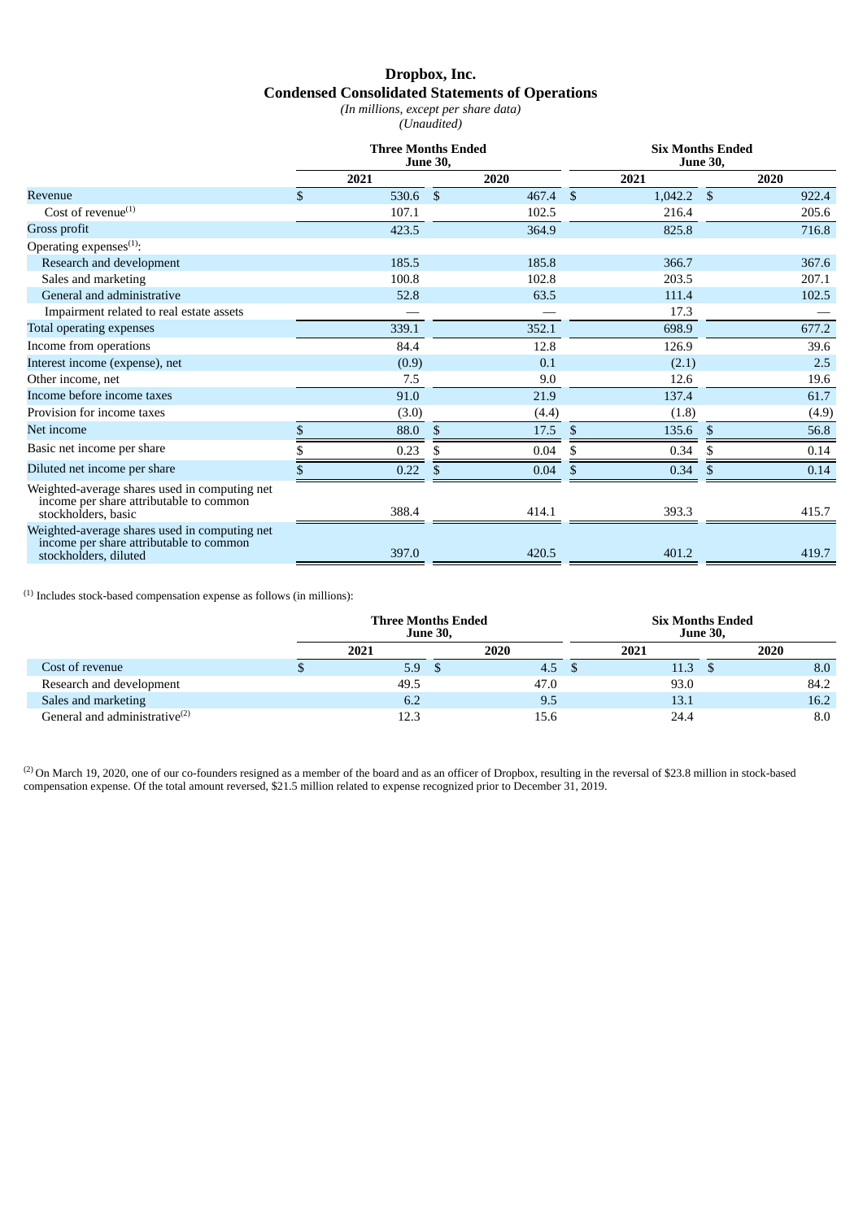# Dropbox, Inc.

## Condensed Consolidated Statements of Operations

*(In millions, except per share data)*

*(Unaudited)*

| | Three Months Ended June 30, | | Six Months Ended June 30, | |
|---|---|---|---|---|
| | 2021 | 2020 | 2021 | 2020 |
| Revenue | $ 530.6 | $ 467.4 | $ 1,042.2 | $ 922.4 |
| Cost of revenue[1] | 107.1 | 102.5 | 216.4 | 205.6 |
| Gross profit | 423.5 | 364.9 | 825.8 | 716.8 |
| Operating expenses[1]: | | | | |
| Research and development | 185.5 | 185.8 | 366.7 | 367.6 |
| Sales and marketing | 100.8 | 102.8 | 203.5 | 207.1 |
| General and administrative | 52.8 | 63.5 | 111.4 | 102.5 |
| Impairment related to real estate assets | — | — | 17.3 | — |
| Total operating expenses | 339.1 | 352.1 | 698.9 | 677.2 |
| Income from operations | 84.4 | 12.8 | 126.9 | 39.6 |
| Interest income (expense), net | (0.9) | 0.1 | (2.1) | 2.5 |
| Other income, net | 7.5 | 9.0 | 12.6 | 19.6 |
| Income before income taxes | 91.0 | 21.9 | 137.4 | 61.7 |
| Provision for income taxes | (3.0) | (4.4) | (1.8) | (4.9) |
| Net income | $ 88.0 | $ 17.5 | $ 135.6 | $ 56.8 |
| Basic net income per share | $ 0.23 | $ 0.04 | $ 0.34 | $ 0.14 |
| Diluted net income per share | $ 0.22 | $ 0.04 | $ 0.34 | $ 0.14 |
| Weighted-average shares used in computing net income per share attributable to common stockholders, basic | 388.4 | 414.1 | 393.3 | 415.7 |
| Weighted-average shares used in computing net income per share attributable to common stockholders, diluted | 397.0 | 420.5 | 401.2 | 419.7 |

[1] Includes stock-based compensation expense as follows (in millions):

| | Three Months Ended June 30, | | Six Months Ended June 30, | |
|---|---|---|---|---|
| | 2021 | 2020 | 2021 | 2020 |
| Cost of revenue | $ 5.9 | $ 4.5 | $ 11.3 | $ 8.0 |
| Research and development | 49.5 | 47.0 | 93.0 | 84.2 |
| Sales and marketing | 6.2 | 9.5 | 13.1 | 16.2 |
| General and administrative[2] | 12.3 | 15.6 | 24.4 | 8.0 |

[2] On March 19, 2020, one of our co-founders resigned as a member of the board and as an officer of Dropbox, resulting in the reversal of $23.8 million in stock-based compensation expense. Of the total amount reversed, $21.5 million related to expense recognized prior to December 31, 2019.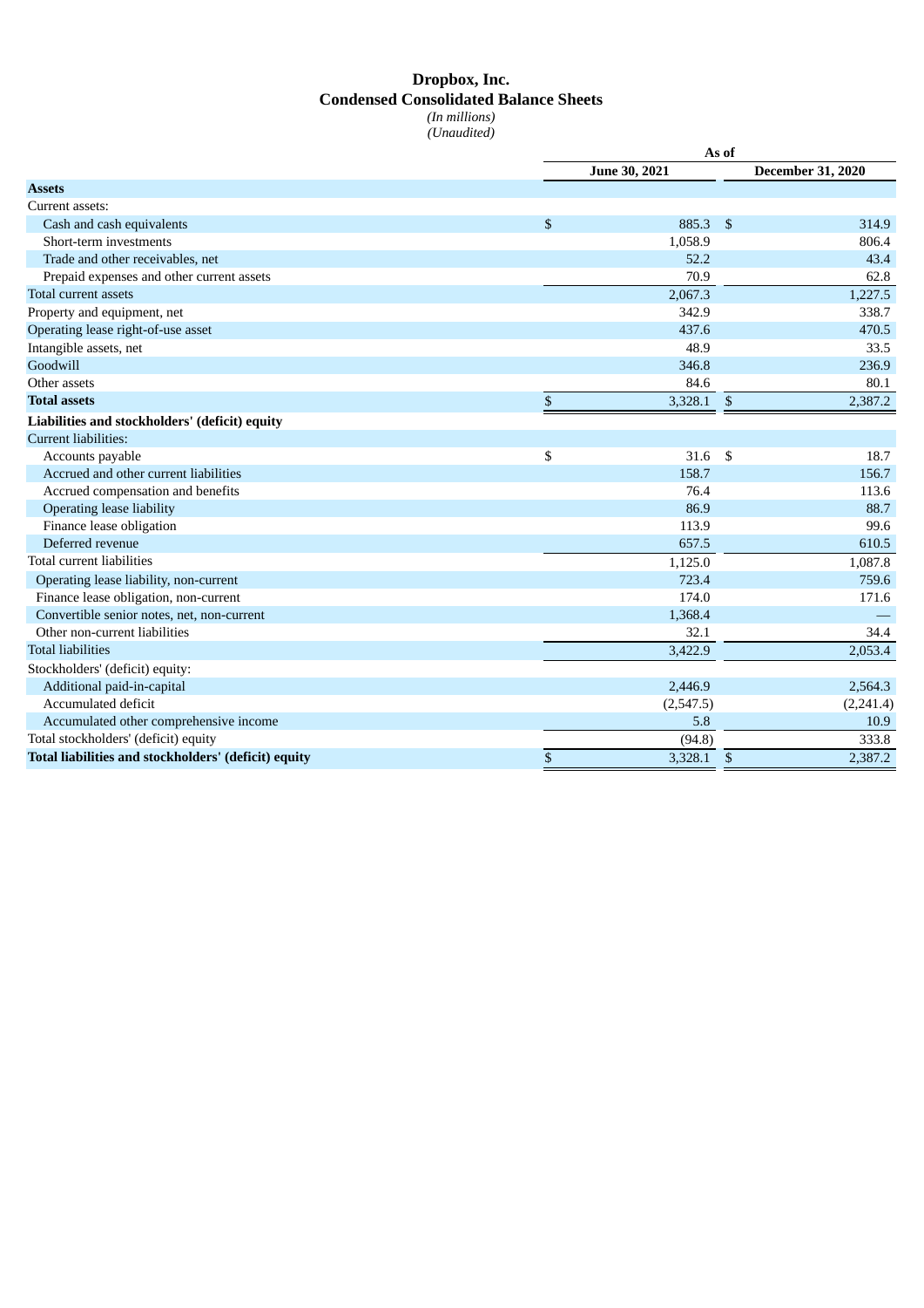# Dropbox, Inc.
## Condensed Consolidated Balance Sheets
*(In millions)*
*(Unaudited)*

| | As of | |
|---|---|---|
| | June 30, 2021 | December 31, 2020 |
| **Assets** | | |
| Current assets: | | |
| Cash and cash equivalents | $ 885.3 | $ 314.9 |
| Short-term investments | 1,058.9 | 806.4 |
| Trade and other receivables, net | 52.2 | 43.4 |
| Prepaid expenses and other current assets | 70.9 | 62.8 |
| Total current assets | 2,067.3 | 1,227.5 |
| Property and equipment, net | 342.9 | 338.7 |
| Operating lease right-of-use asset | 437.6 | 470.5 |
| Intangible assets, net | 48.9 | 33.5 |
| Goodwill | 346.8 | 236.9 |
| Other assets | 84.6 | 80.1 |
| **Total assets** | $ 3,328.1 | $ 2,387.2 |
| **Liabilities and stockholders' (deficit) equity** | | |
| Current liabilities: | | |
| Accounts payable | $ 31.6 | $ 18.7 |
| Accrued and other current liabilities | 158.7 | 156.7 |
| Accrued compensation and benefits | 76.4 | 113.6 |
| Operating lease liability | 86.9 | 88.7 |
| Finance lease obligation | 113.9 | 99.6 |
| Deferred revenue | 657.5 | 610.5 |
| Total current liabilities | 1,125.0 | 1,087.8 |
| Operating lease liability, non-current | 723.4 | 759.6 |
| Finance lease obligation, non-current | 174.0 | 171.6 |
| Convertible senior notes, net, non-current | 1,368.4 | — |
| Other non-current liabilities | 32.1 | 34.4 |
| Total liabilities | 3,422.9 | 2,053.4 |
| Stockholders' (deficit) equity: | | |
| Additional paid-in-capital | 2,446.9 | 2,564.3 |
| Accumulated deficit | (2,547.5) | (2,241.4) |
| Accumulated other comprehensive income | 5.8 | 10.9 |
| Total stockholders' (deficit) equity | (94.8) | 333.8 |
| **Total liabilities and stockholders' (deficit) equity** | $ 3,328.1 | $ 2,387.2 |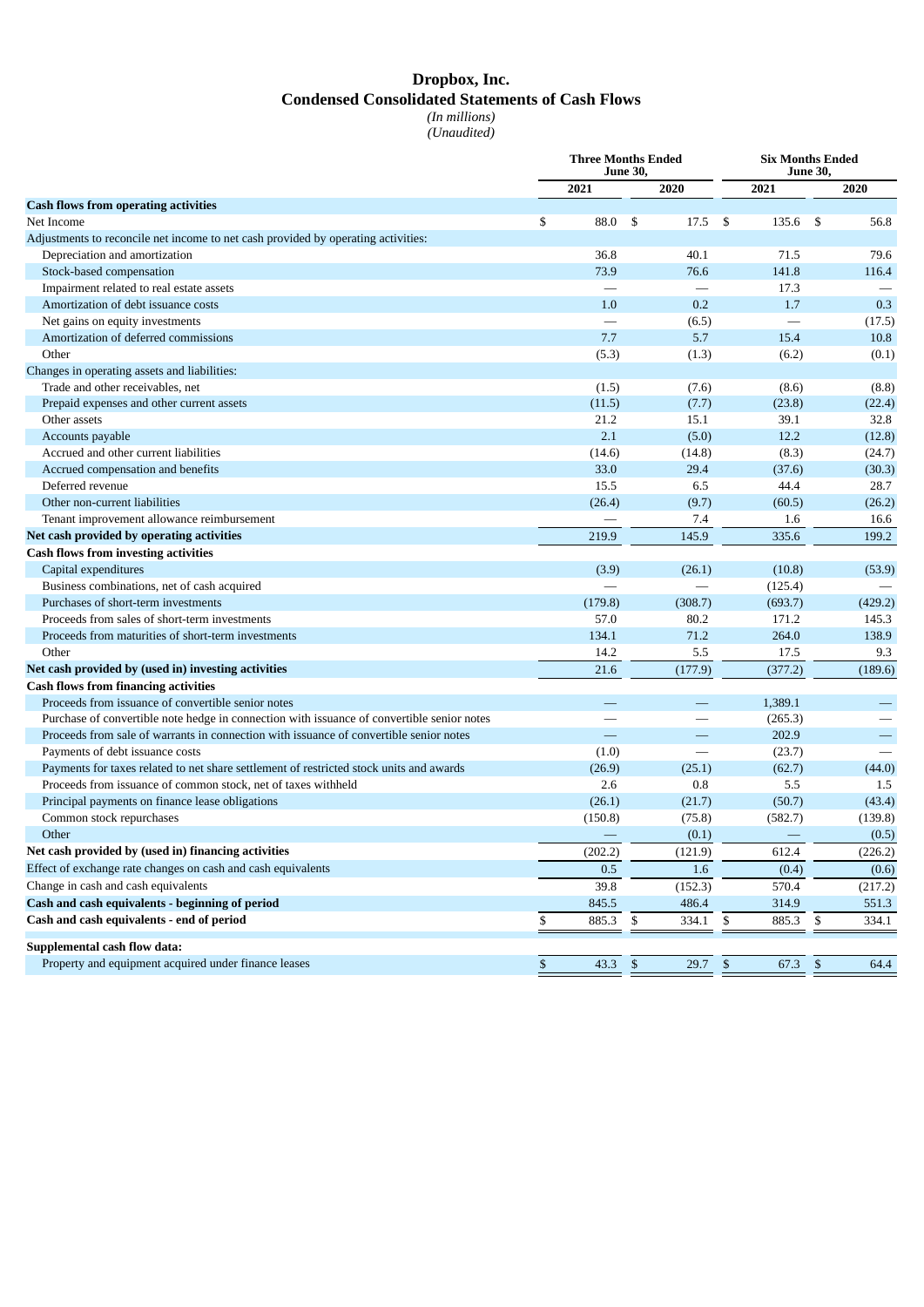# Dropbox, Inc.
## Condensed Consolidated Statements of Cash Flows
*(In millions)*
*(Unaudited)*

| | Three Months Ended June 30, | | Six Months Ended June 30, | |
|---|---|---|---|---|
| | 2021 | 2020 | 2021 | 2020 |
| **Cash flows from operating activities** | | | | |
| Net Income | $ 88.0 | $ 17.5 | $ 135.6 | $ 56.8 |
| Adjustments to reconcile net income to net cash provided by operating activities: | | | | |
| Depreciation and amortization | 36.8 | 40.1 | 71.5 | 79.6 |
| Stock-based compensation | 73.9 | 76.6 | 141.8 | 116.4 |
| Impairment related to real estate assets | — | — | 17.3 | — |
| Amortization of debt issuance costs | 1.0 | 0.2 | 1.7 | 0.3 |
| Net gains on equity investments | — | (6.5) | — | (17.5) |
| Amortization of deferred commissions | 7.7 | 5.7 | 15.4 | 10.8 |
| Other | (5.3) | (1.3) | (6.2) | (0.1) |
| Changes in operating assets and liabilities: | | | | |
| Trade and other receivables, net | (1.5) | (7.6) | (8.6) | (8.8) |
| Prepaid expenses and other current assets | (11.5) | (7.7) | (23.8) | (22.4) |
| Other assets | 21.2 | 15.1 | 39.1 | 32.8 |
| Accounts payable | 2.1 | (5.0) | 12.2 | (12.8) |
| Accrued and other current liabilities | (14.6) | (14.8) | (8.3) | (24.7) |
| Accrued compensation and benefits | 33.0 | 29.4 | (37.6) | (30.3) |
| Deferred revenue | 15.5 | 6.5 | 44.4 | 28.7 |
| Other non-current liabilities | (26.4) | (9.7) | (60.5) | (26.2) |
| Tenant improvement allowance reimbursement | — | 7.4 | 1.6 | 16.6 |
| **Net cash provided by operating activities** | 219.9 | 145.9 | 335.6 | 199.2 |
| **Cash flows from investing activities** | | | | |
| Capital expenditures | (3.9) | (26.1) | (10.8) | (53.9) |
| Business combinations, net of cash acquired | — | — | (125.4) | — |
| Purchases of short-term investments | (179.8) | (308.7) | (693.7) | (429.2) |
| Proceeds from sales of short-term investments | 57.0 | 80.2 | 171.2 | 145.3 |
| Proceeds from maturities of short-term investments | 134.1 | 71.2 | 264.0 | 138.9 |
| Other | 14.2 | 5.5 | 17.5 | 9.3 |
| **Net cash provided by (used in) investing activities** | 21.6 | (177.9) | (377.2) | (189.6) |
| **Cash flows from financing activities** | | | | |
| Proceeds from issuance of convertible senior notes | — | — | 1,389.1 | — |
| Purchase of convertible note hedge in connection with issuance of convertible senior notes | — | — | (265.3) | — |
| Proceeds from sale of warrants in connection with issuance of convertible senior notes | — | — | 202.9 | — |
| Payments of debt issuance costs | (1.0) | — | (23.7) | — |
| Payments for taxes related to net share settlement of restricted stock units and awards | (26.9) | (25.1) | (62.7) | (44.0) |
| Proceeds from issuance of common stock, net of taxes withheld | 2.6 | 0.8 | 5.5 | 1.5 |
| Principal payments on finance lease obligations | (26.1) | (21.7) | (50.7) | (43.4) |
| Common stock repurchases | (150.8) | (75.8) | (582.7) | (139.8) |
| Other | — | (0.1) | — | (0.5) |
| **Net cash provided by (used in) financing activities** | (202.2) | (121.9) | 612.4 | (226.2) |
| Effect of exchange rate changes on cash and cash equivalents | 0.5 | 1.6 | (0.4) | (0.6) |
| Change in cash and cash equivalents | 39.8 | (152.3) | 570.4 | (217.2) |
| **Cash and cash equivalents - beginning of period** | 845.5 | 486.4 | 314.9 | 551.3 |
| **Cash and cash equivalents - end of period** | $ 885.3 | $ 334.1 | $ 885.3 | $ 334.1 |
| **Supplemental cash flow data:** | | | | |
| Property and equipment acquired under finance leases | $ 43.3 | $ 29.7 | $ 67.3 | $ 64.4 |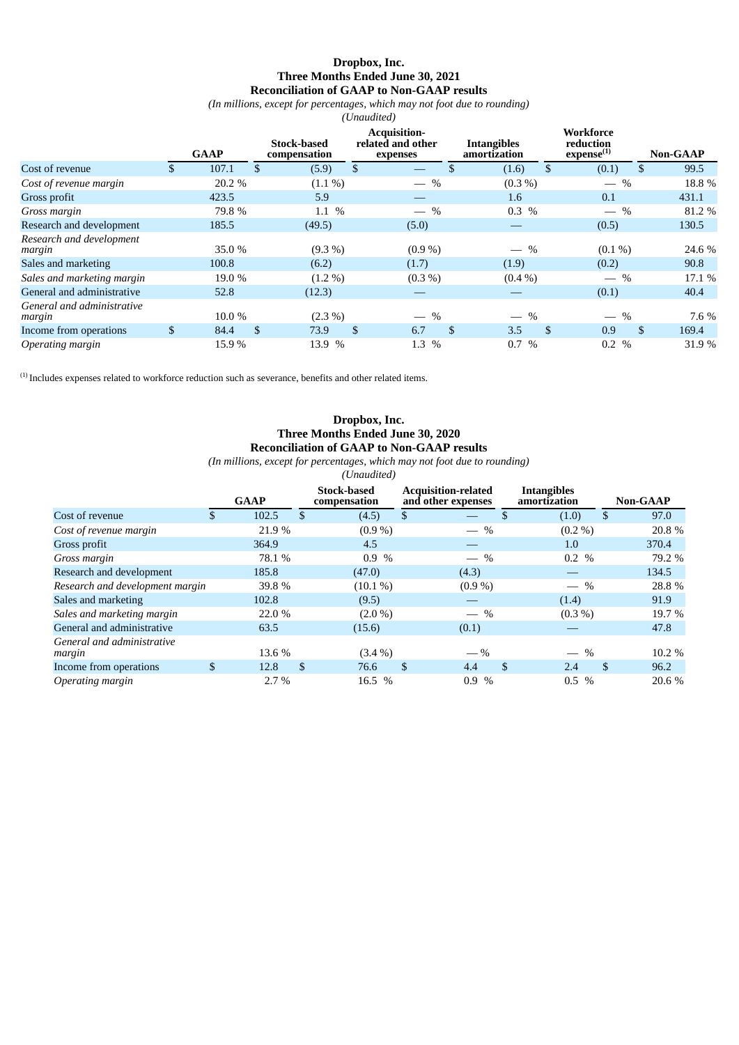**Dropbox, Inc.**
**Three Months Ended June 30, 2021**
**Reconciliation of GAAP to Non-GAAP results**

*(In millions, except for percentages, which may not foot due to rounding)*
*(Unaudited)*

| | GAAP | Stock-based compensation | Acquisition-related and other expenses | Intangibles amortization | Workforce reduction expense[1] | Non-GAAP |
|---|---|---|---|---|---|---|
| Cost of revenue | $ 107.1 | $ (5.9) | $ — | $ (1.6) | $ (0.1) | $ 99.5 |
| *Cost of revenue margin* | 20.2 % | (1.1 %) | — % | (0.3 %) | — % | 18.8 % |
| Gross profit | 423.5 | 5.9 | — | 1.6 | 0.1 | 431.1 |
| *Gross margin* | 79.8 % | 1.1 % | — % | 0.3 % | — % | 81.2 % |
| Research and development | 185.5 | (49.5) | (5.0) | — | (0.5) | 130.5 |
| *Research and development margin* | 35.0 % | (9.3 %) | (0.9 %) | — % | (0.1 %) | 24.6 % |
| Sales and marketing | 100.8 | (6.2) | (1.7) | (1.9) | (0.2) | 90.8 |
| *Sales and marketing margin* | 19.0 % | (1.2 %) | (0.3 %) | (0.4 %) | — % | 17.1 % |
| General and administrative | 52.8 | (12.3) | — | — | (0.1) | 40.4 |
| *General and administrative margin* | 10.0 % | (2.3 %) | — % | — % | — % | 7.6 % |
| Income from operations | $ 84.4 | $ 73.9 | $ 6.7 | $ 3.5 | $ 0.9 | $ 169.4 |
| *Operating margin* | 15.9 % | 13.9 % | 1.3 % | 0.7 % | 0.2 % | 31.9 % |

[1] Includes expenses related to workforce reduction such as severance, benefits and other related items.

**Dropbox, Inc.**
**Three Months Ended June 30, 2020**
**Reconciliation of GAAP to Non-GAAP results**

*(In millions, except for percentages, which may not foot due to rounding)*
*(Unaudited)*

| | GAAP | Stock-based compensation | Acquisition-related and other expenses | Intangibles amortization | Non-GAAP |
|---|---|---|---|---|---|
| Cost of revenue | $ 102.5 | $ (4.5) | $ — | $ (1.0) | $ 97.0 |
| *Cost of revenue margin* | 21.9 % | (0.9 %) | — % | (0.2 %) | 20.8 % |
| Gross profit | 364.9 | 4.5 | — | 1.0 | 370.4 |
| *Gross margin* | 78.1 % | 0.9 % | — % | 0.2 % | 79.2 % |
| Research and development | 185.8 | (47.0) | (4.3) | — | 134.5 |
| *Research and development margin* | 39.8 % | (10.1 %) | (0.9 %) | — % | 28.8 % |
| Sales and marketing | 102.8 | (9.5) | — | (1.4) | 91.9 |
| *Sales and marketing margin* | 22.0 % | (2.0 %) | — % | (0.3 %) | 19.7 % |
| General and administrative | 63.5 | (15.6) | (0.1) | — | 47.8 |
| *General and administrative margin* | 13.6 % | (3.4 %) | — % | — % | 10.2 % |
| Income from operations | $ 12.8 | $ 76.6 | $ 4.4 | $ 2.4 | $ 96.2 |
| *Operating margin* | 2.7 % | 16.5 % | 0.9 % | 0.5 % | 20.6 % |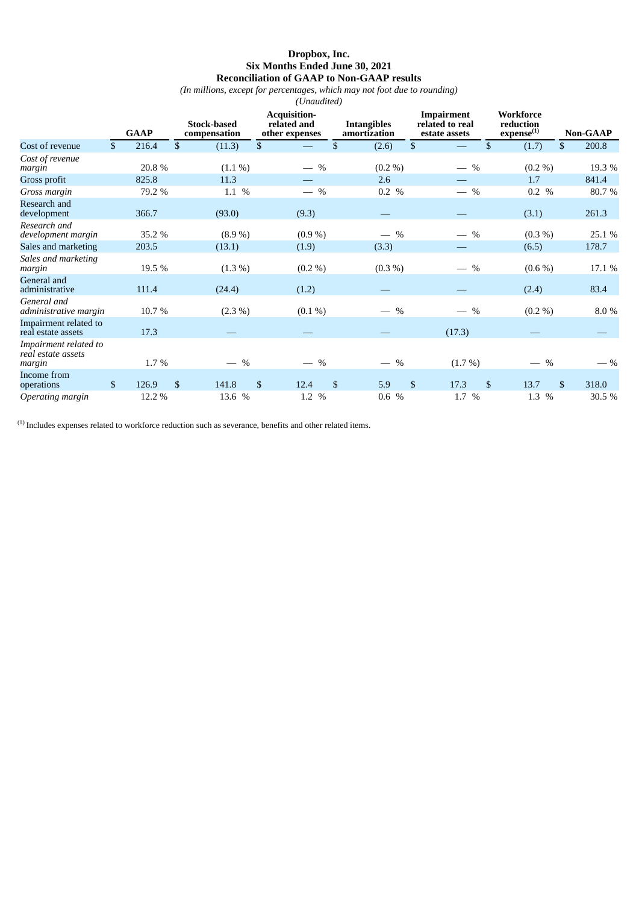**Dropbox, Inc.**
**Six Months Ended June 30, 2021**
**Reconciliation of GAAP to Non-GAAP results**
*(In millions, except for percentages, which may not foot due to rounding)*
*(Unaudited)*

| | GAAP | Stock-based compensation | Acquisition-related and other expenses | Intangibles amortization | Impairment related to real estate assets | Workforce reduction expense[1] | Non-GAAP |
|---|---|---|---|---|---|---|---|
| Cost of revenue | $ 216.4 | $ (11.3) | $ — | $ (2.6) | $ — | $ (1.7) | $ 200.8 |
| *Cost of revenue margin* | 20.8 % | (1.1 %) | — % | (0.2 %) | — % | (0.2 %) | 19.3 % |
| Gross profit | 825.8 | 11.3 | — | 2.6 | — | 1.7 | 841.4 |
| *Gross margin* | 79.2 % | 1.1 % | — % | 0.2 % | — % | 0.2 % | 80.7 % |
| Research and development | 366.7 | (93.0) | (9.3) | — | — | (3.1) | 261.3 |
| *Research and development margin* | 35.2 % | (8.9 %) | (0.9 %) | — % | — % | (0.3 %) | 25.1 % |
| Sales and marketing | 203.5 | (13.1) | (1.9) | (3.3) | — | (6.5) | 178.7 |
| *Sales and marketing margin* | 19.5 % | (1.3 %) | (0.2 %) | (0.3 %) | — % | (0.6 %) | 17.1 % |
| General and administrative | 111.4 | (24.4) | (1.2) | — | — | (2.4) | 83.4 |
| *General and administrative margin* | 10.7 % | (2.3 %) | (0.1 %) | — % | — % | (0.2 %) | 8.0 % |
| Impairment related to real estate assets | 17.3 | — | — | — | (17.3) | — | — |
| *Impairment related to real estate assets margin* | 1.7 % | — % | — % | — % | (1.7 %) | — % | — % |
| Income from operations | $ 126.9 | $ 141.8 | $ 12.4 | $ 5.9 | $ 17.3 | $ 13.7 | $ 318.0 |
| *Operating margin* | 12.2 % | 13.6 % | 1.2 % | 0.6 % | 1.7 % | 1.3 % | 30.5 % |

[1] Includes expenses related to workforce reduction such as severance, benefits and other related items.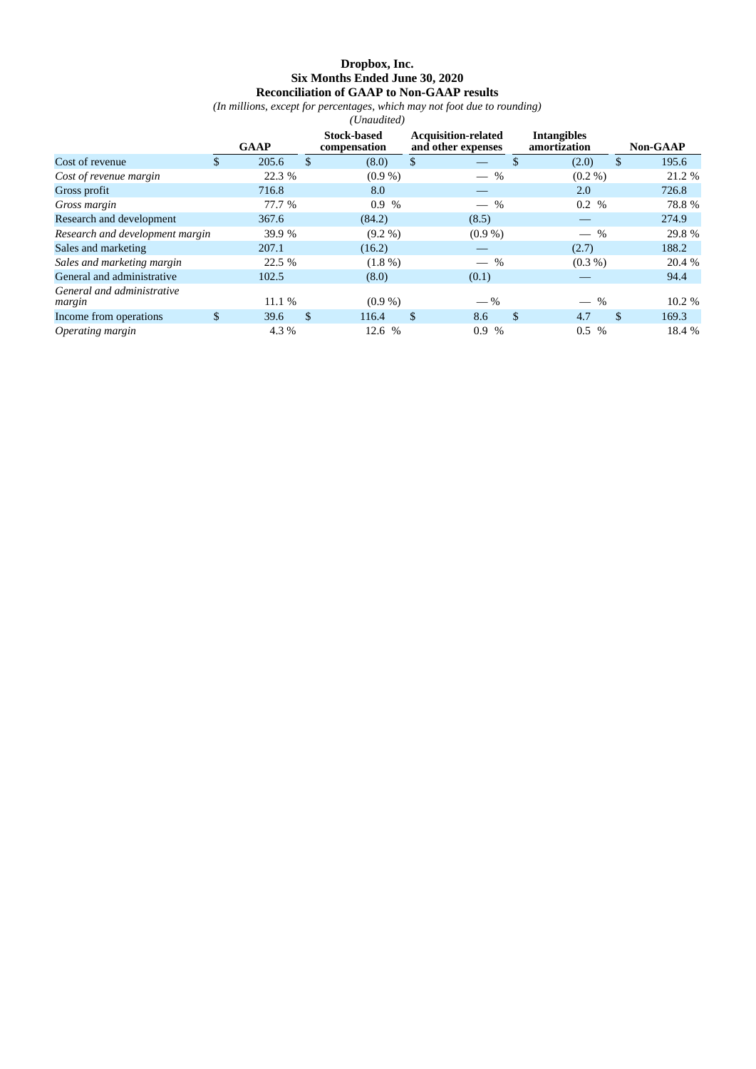**Dropbox, Inc.**
**Six Months Ended June 30, 2020**
**Reconciliation of GAAP to Non-GAAP results**
*(In millions, except for percentages, which may not foot due to rounding)*
*(Unaudited)*

| | GAAP | Stock-based compensation | Acquisition-related and other expenses | Intangibles amortization | Non-GAAP |
|---|---|---|---|---|---|
| Cost of revenue | $ 205.6 | $ (8.0) | $ — | $ (2.0) | $ 195.6 |
| *Cost of revenue margin* | 22.3 % | (0.9 %) | — % | (0.2 %) | 21.2 % |
| Gross profit | 716.8 | 8.0 | — | 2.0 | 726.8 |
| *Gross margin* | 77.7 % | 0.9 % | — % | 0.2 % | 78.8 % |
| Research and development | 367.6 | (84.2) | (8.5) | — | 274.9 |
| *Research and development margin* | 39.9 % | (9.2 %) | (0.9 %) | — % | 29.8 % |
| Sales and marketing | 207.1 | (16.2) | — | (2.7) | 188.2 |
| *Sales and marketing margin* | 22.5 % | (1.8 %) | — % | (0.3 %) | 20.4 % |
| General and administrative | 102.5 | (8.0) | (0.1) | — | 94.4 |
| *General and administrative margin* | 11.1 % | (0.9 %) | — % | — % | 10.2 % |
| Income from operations | $ 39.6 | $ 116.4 | $ 8.6 | $ 4.7 | $ 169.3 |
| *Operating margin* | 4.3 % | 12.6 % | 0.9 % | 0.5 % | 18.4 % |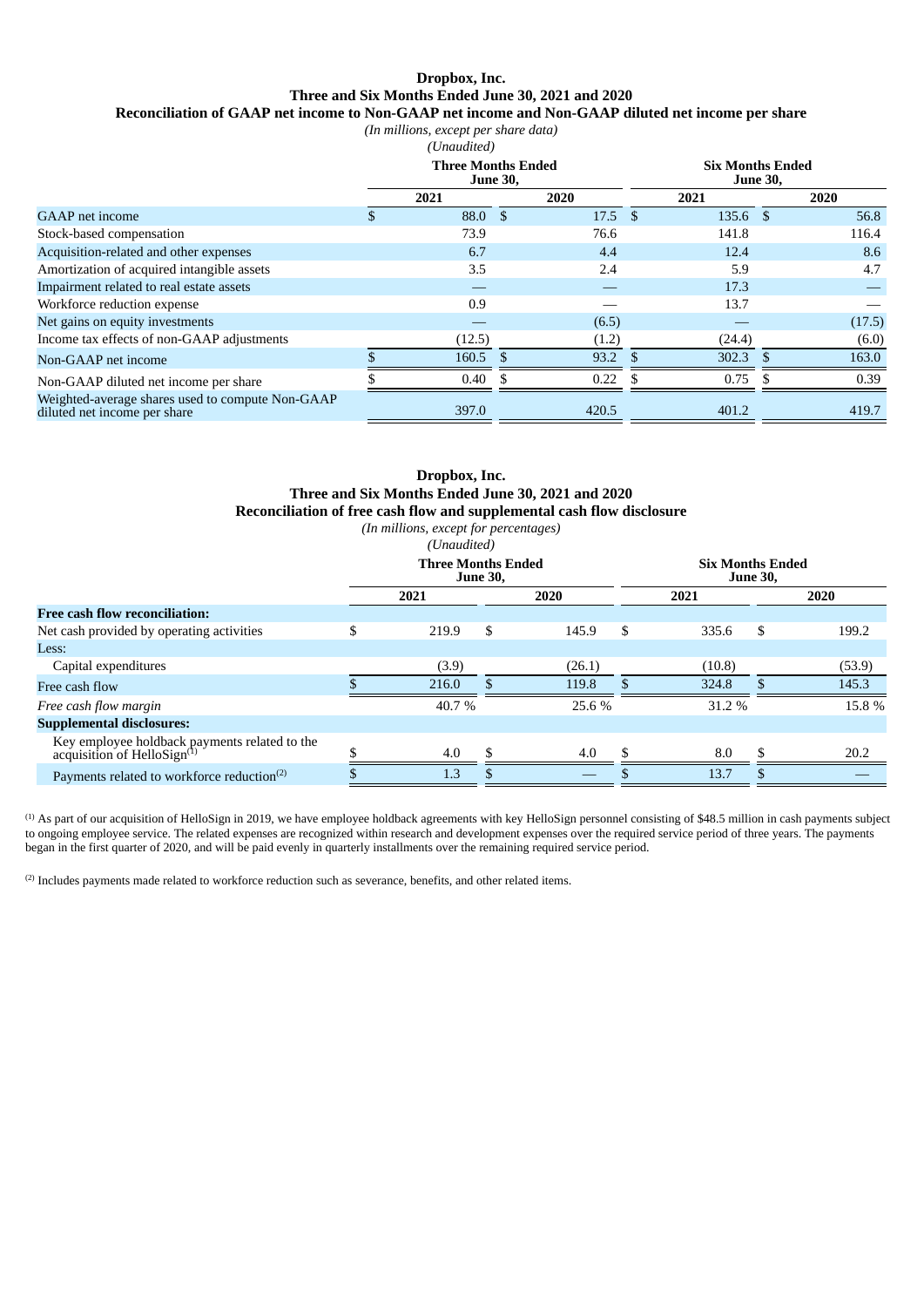**Dropbox, Inc.**
**Three and Six Months Ended June 30, 2021 and 2020**
**Reconciliation of GAAP net income to Non-GAAP net income and Non-GAAP diluted net income per share**
*(In millions, except per share data)*
*(Unaudited)*

| | Three Months Ended June 30, | | Six Months Ended June 30, | |
|---|---|---|---|---|
| | 2021 | 2020 | 2021 | 2020 |
| GAAP net income | $ 88.0 | $ 17.5 | $ 135.6 | $ 56.8 |
| Stock-based compensation | 73.9 | 76.6 | 141.8 | 116.4 |
| Acquisition-related and other expenses | 6.7 | 4.4 | 12.4 | 8.6 |
| Amortization of acquired intangible assets | 3.5 | 2.4 | 5.9 | 4.7 |
| Impairment related to real estate assets | — | — | 17.3 | — |
| Workforce reduction expense | 0.9 | — | 13.7 | — |
| Net gains on equity investments | — | (6.5) | — | (17.5) |
| Income tax effects of non-GAAP adjustments | (12.5) | (1.2) | (24.4) | (6.0) |
| Non-GAAP net income | $ 160.5 | $ 93.2 | $ 302.3 | $ 163.0 |
| Non-GAAP diluted net income per share | $ 0.40 | $ 0.22 | $ 0.75 | $ 0.39 |
| Weighted-average shares used to compute Non-GAAP diluted net income per share | 397.0 | 420.5 | 401.2 | 419.7 |

**Dropbox, Inc.**
**Three and Six Months Ended June 30, 2021 and 2020**
**Reconciliation of free cash flow and supplemental cash flow disclosure**
*(In millions, except for percentages)*
*(Unaudited)*

| | Three Months Ended June 30, | | Six Months Ended June 30, | |
|---|---|---|---|---|
| | 2021 | 2020 | 2021 | 2020 |
| **Free cash flow reconciliation:** | | | | |
| Net cash provided by operating activities | $ 219.9 | $ 145.9 | $ 335.6 | $ 199.2 |
| Less: | | | | |
| Capital expenditures | (3.9) | (26.1) | (10.8) | (53.9) |
| Free cash flow | $ 216.0 | $ 119.8 | $ 324.8 | $ 145.3 |
| *Free cash flow margin* | 40.7 % | 25.6 % | 31.2 % | 15.8 % |
| **Supplemental disclosures:** | | | | |
| Key employee holdback payments related to the acquisition of HelloSign[1] | $ 4.0 | $ 4.0 | $ 8.0 | $ 20.2 |
| Payments related to workforce reduction[2] | $ 1.3 | $ — | $ 13.7 | $ — |

[1] As part of our acquisition of HelloSign in 2019, we have employee holdback agreements with key HelloSign personnel consisting of $48.5 million in cash payments subject to ongoing employee service. The related expenses are recognized within research and development expenses over the required service period of three years. The payments began in the first quarter of 2020, and will be paid evenly in quarterly installments over the remaining required service period.

[2] Includes payments made related to workforce reduction such as severance, benefits, and other related items.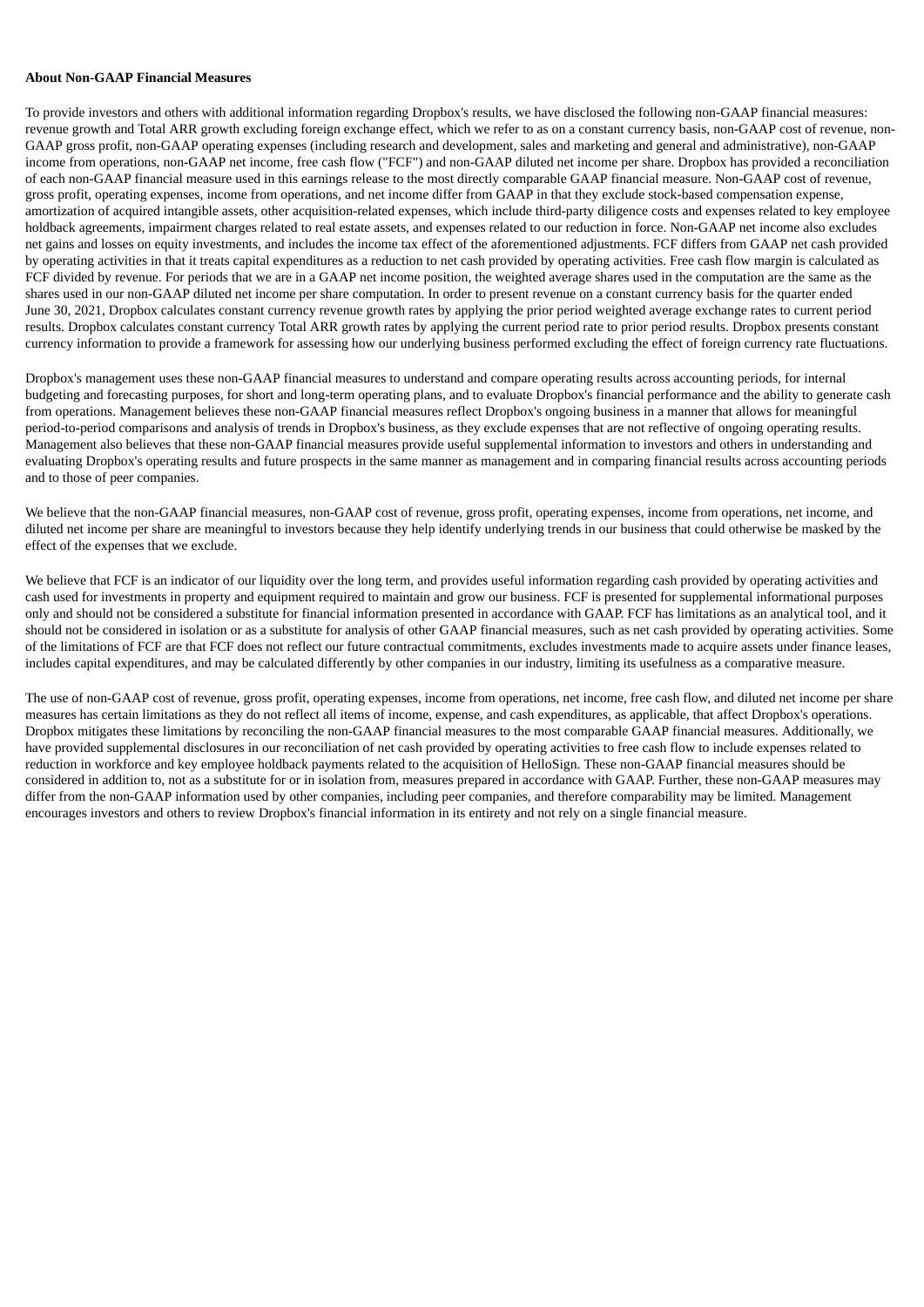**About Non-GAAP Financial Measures**

To provide investors and others with additional information regarding Dropbox's results, we have disclosed the following non-GAAP financial measures: revenue growth and Total ARR growth excluding foreign exchange effect, which we refer to as on a constant currency basis, non-GAAP cost of revenue, non-GAAP gross profit, non-GAAP operating expenses (including research and development, sales and marketing and general and administrative), non-GAAP income from operations, non-GAAP net income, free cash flow ("FCF") and non-GAAP diluted net income per share. Dropbox has provided a reconciliation of each non-GAAP financial measure used in this earnings release to the most directly comparable GAAP financial measure. Non-GAAP cost of revenue, gross profit, operating expenses, income from operations, and net income differ from GAAP in that they exclude stock-based compensation expense, amortization of acquired intangible assets, other acquisition-related expenses, which include third-party diligence costs and expenses related to key employee holdback agreements, impairment charges related to real estate assets, and expenses related to our reduction in force. Non-GAAP net income also excludes net gains and losses on equity investments, and includes the income tax effect of the aforementioned adjustments. FCF differs from GAAP net cash provided by operating activities in that it treats capital expenditures as a reduction to net cash provided by operating activities. Free cash flow margin is calculated as FCF divided by revenue. For periods that we are in a GAAP net income position, the weighted average shares used in the computation are the same as the shares used in our non-GAAP diluted net income per share computation. In order to present revenue on a constant currency basis for the quarter ended June 30, 2021, Dropbox calculates constant currency revenue growth rates by applying the prior period weighted average exchange rates to current period results. Dropbox calculates constant currency Total ARR growth rates by applying the current period rate to prior period results. Dropbox presents constant currency information to provide a framework for assessing how our underlying business performed excluding the effect of foreign currency rate fluctuations.

Dropbox's management uses these non-GAAP financial measures to understand and compare operating results across accounting periods, for internal budgeting and forecasting purposes, for short and long-term operating plans, and to evaluate Dropbox's financial performance and the ability to generate cash from operations. Management believes these non-GAAP financial measures reflect Dropbox's ongoing business in a manner that allows for meaningful period-to-period comparisons and analysis of trends in Dropbox's business, as they exclude expenses that are not reflective of ongoing operating results. Management also believes that these non-GAAP financial measures provide useful supplemental information to investors and others in understanding and evaluating Dropbox's operating results and future prospects in the same manner as management and in comparing financial results across accounting periods and to those of peer companies.

We believe that the non-GAAP financial measures, non-GAAP cost of revenue, gross profit, operating expenses, income from operations, net income, and diluted net income per share are meaningful to investors because they help identify underlying trends in our business that could otherwise be masked by the effect of the expenses that we exclude.

We believe that FCF is an indicator of our liquidity over the long term, and provides useful information regarding cash provided by operating activities and cash used for investments in property and equipment required to maintain and grow our business. FCF is presented for supplemental informational purposes only and should not be considered a substitute for financial information presented in accordance with GAAP. FCF has limitations as an analytical tool, and it should not be considered in isolation or as a substitute for analysis of other GAAP financial measures, such as net cash provided by operating activities. Some of the limitations of FCF are that FCF does not reflect our future contractual commitments, excludes investments made to acquire assets under finance leases, includes capital expenditures, and may be calculated differently by other companies in our industry, limiting its usefulness as a comparative measure.

The use of non-GAAP cost of revenue, gross profit, operating expenses, income from operations, net income, free cash flow, and diluted net income per share measures has certain limitations as they do not reflect all items of income, expense, and cash expenditures, as applicable, that affect Dropbox's operations. Dropbox mitigates these limitations by reconciling the non-GAAP financial measures to the most comparable GAAP financial measures. Additionally, we have provided supplemental disclosures in our reconciliation of net cash provided by operating activities to free cash flow to include expenses related to reduction in workforce and key employee holdback payments related to the acquisition of HelloSign. These non-GAAP financial measures should be considered in addition to, not as a substitute for or in isolation from, measures prepared in accordance with GAAP. Further, these non-GAAP measures may differ from the non-GAAP information used by other companies, including peer companies, and therefore comparability may be limited. Management encourages investors and others to review Dropbox's financial information in its entirety and not rely on a single financial measure.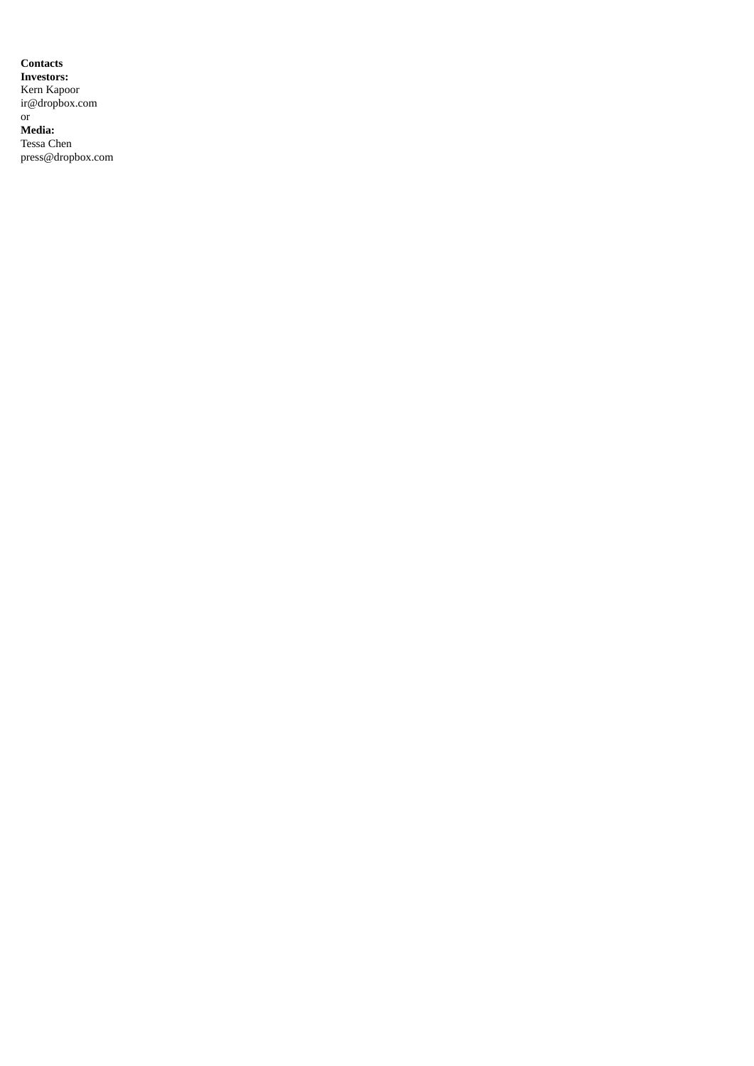**Contacts**

**Investors:**

Kern Kapoor

ir@dropbox.com

or

**Media:**

Tessa Chen

press@dropbox.com